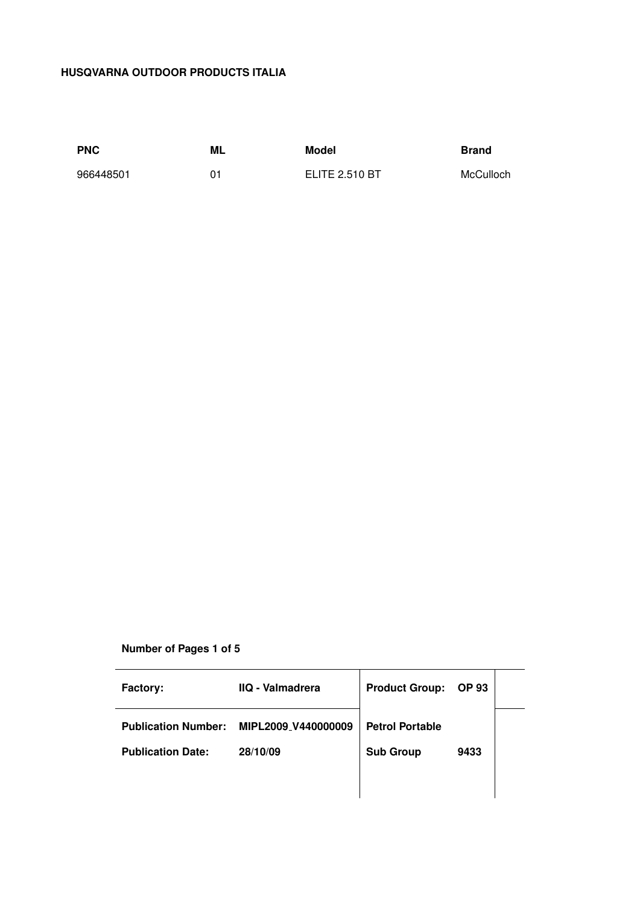**HUSQVARNA OUTDOOR PRODUCTS ITALIA**

| PNC | ML | Model | Brand |
|---|---|---|---|
| 966448501 | 01 | ELITE 2.510 BT | McCulloch |

**Number of Pages 1 of 5**

| **Factory:** | **IIQ - Valmadrera** | **Product Group:** | **OP 93** |
|---|---|---|---|
| **Publication Number:** | **MIPL2009_V440000009** | **Petrol Portable** | |
| **Publication Date:** | **28/10/09** | **Sub Group** | **9433** |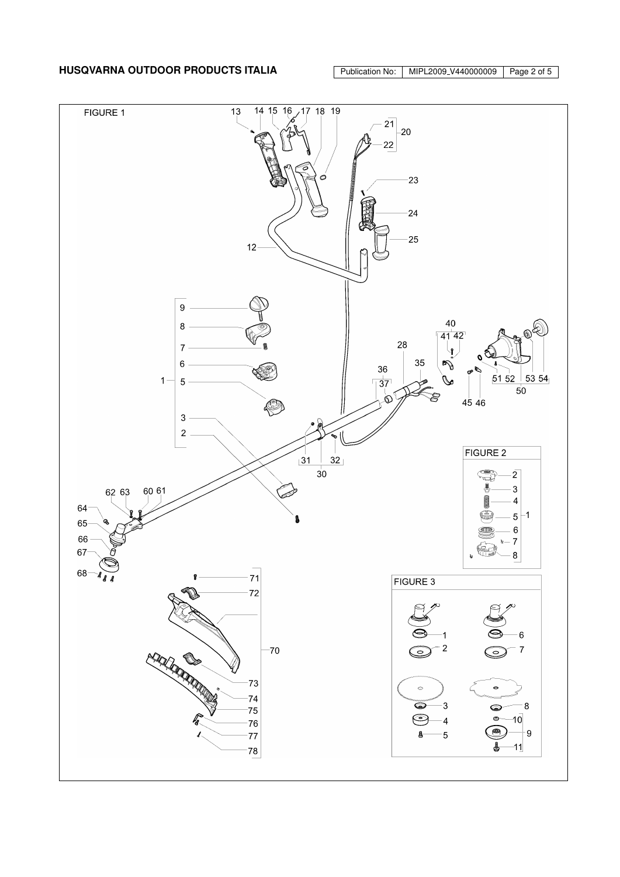FIGURE 1

FIGURE 2

FIGURE 3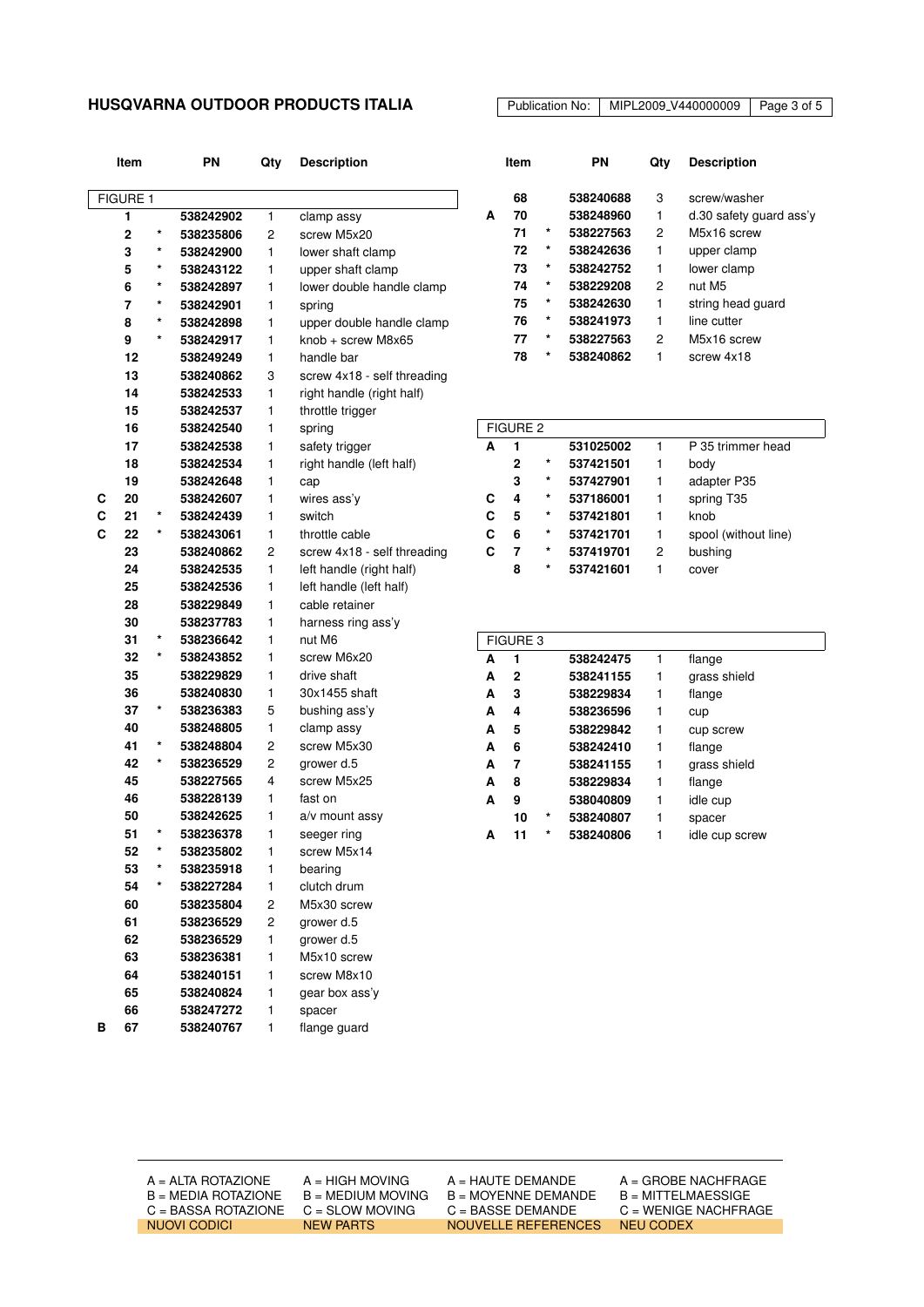## HUSQVARNA OUTDOOR PRODUCTS ITALIA

Publication No: MIPL2009_V440000009

| | Item | | PN | Qty | Description |
|---|---|---|---|---|---|
| **FIGURE 1** | | | | | |
| | **1** | | **538242902** | 1 | clamp assy |
| | **2** | * | **538235806** | 2 | screw M5x20 |
| | **3** | * | **538242900** | 1 | lower shaft clamp |
| | **5** | * | **538243122** | 1 | upper shaft clamp |
| | **6** | * | **538242897** | 1 | lower double handle clamp |
| | **7** | * | **538242901** | 1 | spring |
| | **8** | * | **538242898** | 1 | upper double handle clamp |
| | **9** | * | **538242917** | 1 | knob + screw M8x65 |
| | **12** | | **538249249** | 1 | handle bar |
| | **13** | | **538240862** | 3 | screw 4x18 - self threading |
| | **14** | | **538242533** | 1 | right handle (right half) |
| | **15** | | **538242537** | 1 | throttle trigger |
| | **16** | | **538242540** | 1 | spring |
| | **17** | | **538242538** | 1 | safety trigger |
| | **18** | | **538242534** | 1 | right handle (left half) |
| | **19** | | **538242648** | 1 | cap |
| **C** | **20** | | **538242607** | 1 | wires ass'y |
| **C** | **21** | * | **538242439** | 1 | switch |
| **C** | **22** | * | **538243061** | 1 | throttle cable |
| | **23** | | **538240862** | 2 | screw 4x18 - self threading |
| | **24** | | **538242535** | 1 | left handle (right half) |
| | **25** | | **538242536** | 1 | left handle (left half) |
| | **28** | | **538229849** | 1 | cable retainer |
| | **30** | | **538237783** | 1 | harness ring ass'y |
| | **31** | * | **538236642** | 1 | nut M6 |
| | **32** | * | **538243852** | 1 | screw M6x20 |
| | **35** | | **538229829** | 1 | drive shaft |
| | **36** | | **538240830** | 1 | 30x1455 shaft |
| | **37** | * | **538236383** | 5 | bushing ass'y |
| | **40** | | **538248805** | 1 | clamp assy |
| | **41** | * | **538248804** | 2 | screw M5x30 |
| | **42** | * | **538236529** | 2 | grower d.5 |
| | **45** | | **538227565** | 4 | screw M5x25 |
| | **46** | | **538228139** | 1 | fast on |
| | **50** | | **538242625** | 1 | a/v mount assy |
| | **51** | * | **538236378** | 1 | seeger ring |
| | **52** | * | **538235802** | 1 | screw M5x14 |
| | **53** | * | **538235918** | 1 | bearing |
| | **54** | * | **538227284** | 1 | clutch drum |
| | **60** | | **538235804** | 2 | M5x30 screw |
| | **61** | | **538236529** | 2 | grower d.5 |
| | **62** | | **538236529** | 1 | grower d.5 |
| | **63** | | **538236381** | 1 | M5x10 screw |
| | **64** | | **538240151** | 1 | screw M8x10 |
| | **65** | | **538240824** | 1 | gear box ass'y |
| | **66** | | **538247272** | 1 | spacer |
| **B** | **67** | | **538240767** | 1 | flange guard |
| | **68** | | **538240688** | 3 | screw/washer |
| **A** | **70** | | **538248960** | 1 | d.30 safety guard ass'y |
| | **71** | * | **538227563** | 2 | M5x16 screw |
| | **72** | * | **538242636** | 1 | upper clamp |
| | **73** | * | **538242752** | 1 | lower clamp |
| | **74** | * | **538229208** | 2 | nut M5 |
| | **75** | * | **538242630** | 1 | string head guard |
| | **76** | * | **538241973** | 1 | line cutter |
| | **77** | * | **538227563** | 2 | M5x16 screw |
| | **78** | * | **538240862** | 1 | screw 4x18 |
| **FIGURE 2** | | | | | |
| **A** | **1** | | **531025002** | 1 | P 35 trimmer head |
| | **2** | * | **537421501** | 1 | body |
| | **3** | * | **537427901** | 1 | adapter P35 |
| **C** | **4** | * | **537186001** | 1 | spring T35 |
| **C** | **5** | * | **537421801** | 1 | knob |
| **C** | **6** | * | **537421701** | 1 | spool (without line) |
| **C** | **7** | * | **537419701** | 2 | bushing |
| | **8** | * | **537421601** | 1 | cover |
| **FIGURE 3** | | | | | |
| **A** | **1** | | **538242475** | 1 | flange |
| **A** | **2** | | **538241155** | 1 | grass shield |
| **A** | **3** | | **538229834** | 1 | flange |
| **A** | **4** | | **538236596** | 1 | cup |
| **A** | **5** | | **538229842** | 1 | cup screw |
| **A** | **6** | | **538242410** | 1 | flange |
| **A** | **7** | | **538241155** | 1 | grass shield |
| **A** | **8** | | **538229834** | 1 | flange |
| **A** | **9** | | **538040809** | 1 | idle cup |
| | **10** | * | **538240807** | 1 | spacer |
| **A** | **11** | * | **538240806** | 1 | idle cup screw |

| | | | |
|---|---|---|---|
| A = ALTA ROTAZIONE | A = HIGH MOVING | A = HAUTE DEMANDE | A = GROBE NACHFRAGE |
| B = MEDIA ROTAZIONE | B = MEDIUM MOVING | B = MOYENNE DEMANDE | B = MITTELMAESSIGE |
| C = BASSA ROTAZIONE | C = SLOW MOVING | C = BASSE DEMANDE | C = WENIGE NACHFRAGE |
| NUOVI CODICI | NEW PARTS | NOUVELLE REFERENCES | NEU CODEX |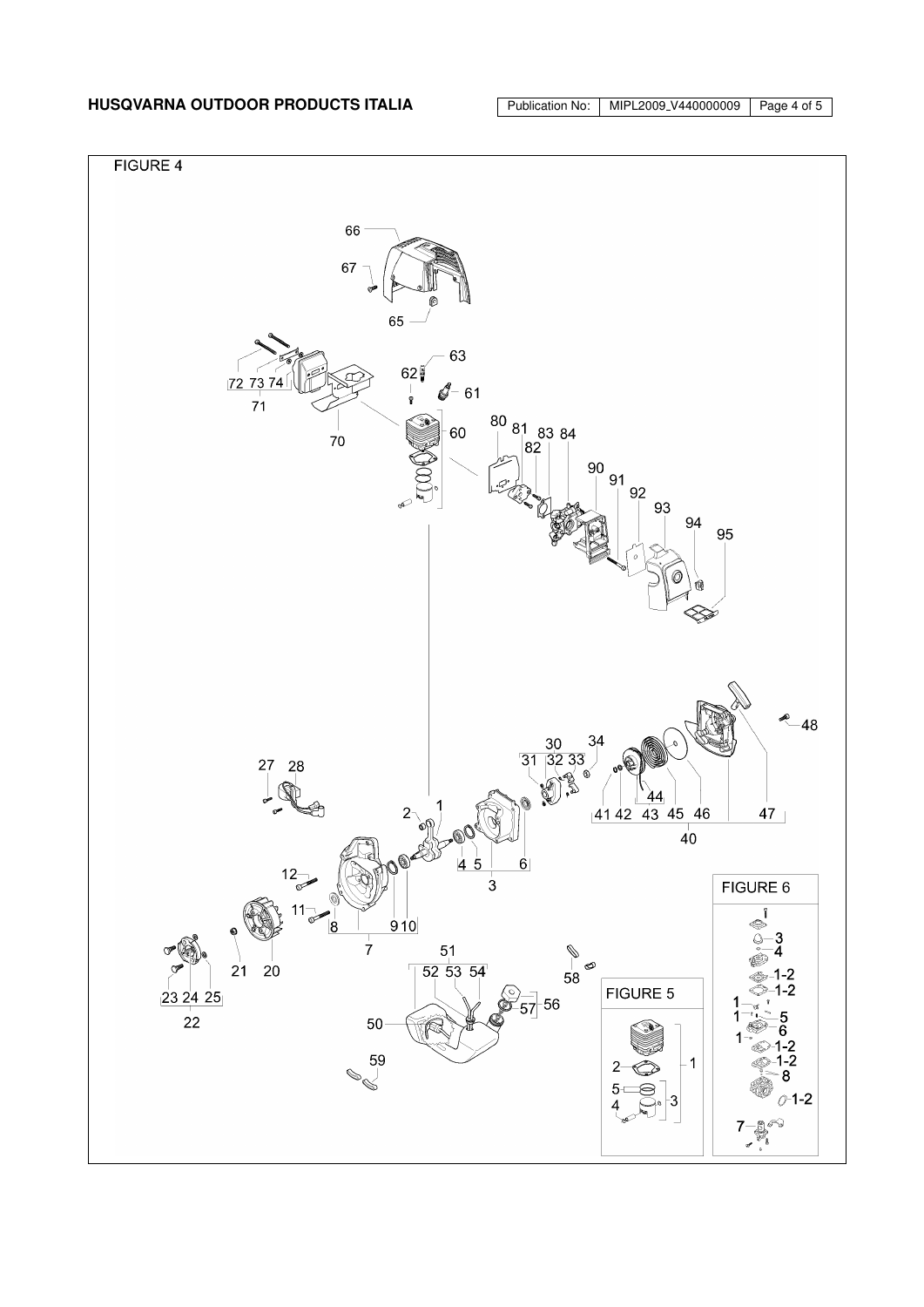FIGURE 4

66 67 65

72 73 74 71 70

62 63 61 60

80 81 82 83 84

90 91 92 93 94 95

48

30 31 32 33 34

27 28

2 1

41 42 43 44 45 46 47 40

4 5 6 3

12 11 8 9 10 7

21 20

23 24 25 22

51 52 53 54 58

57 56 50

59

FIGURE 5

1 2 3 4 5

FIGURE 6

3 4 1-2 1-2 1 1 5 6 1 1-2 1-2 8 1-2 7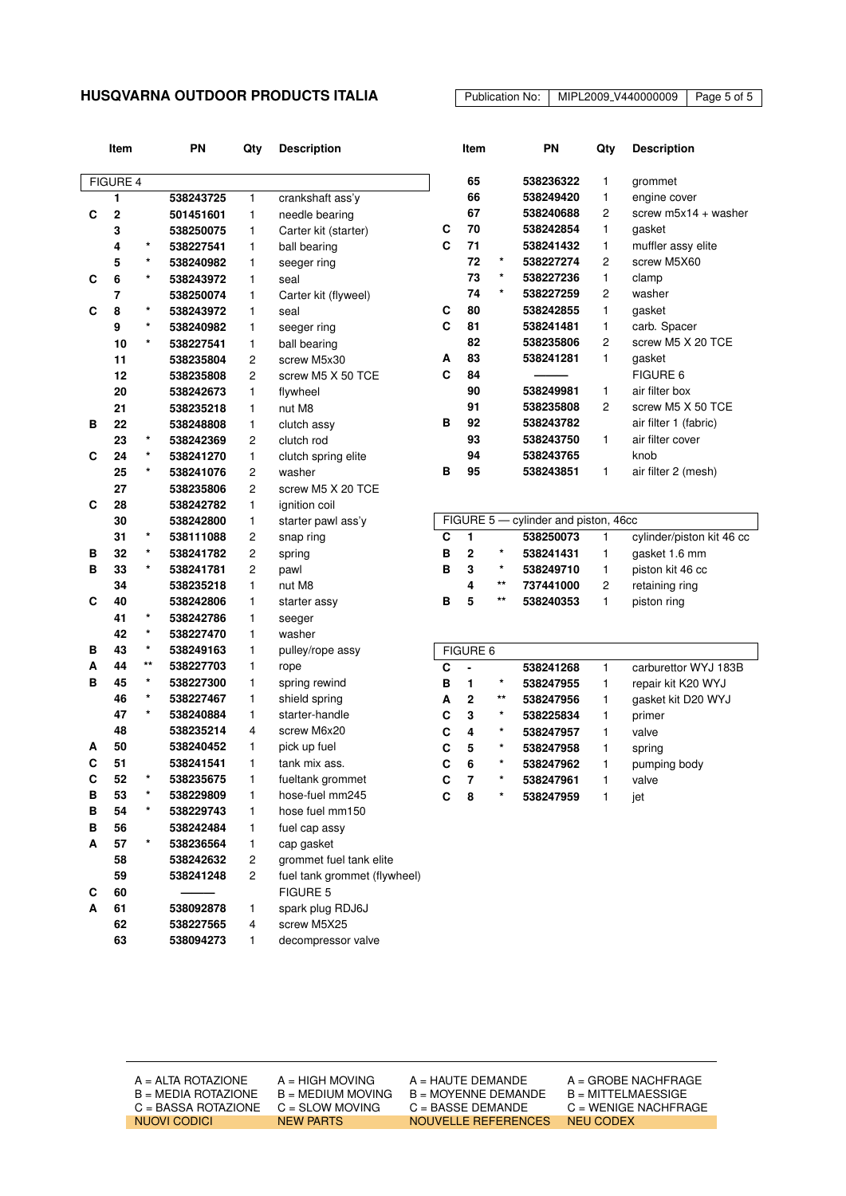**HUSQVARNA OUTDOOR PRODUCTS ITALIA**

| Publication No: | MIPL2009_V440000009 |
|---|---|

| | Item | | PN | Qty | Description |
|---|---|---|---|---|---|
| | **FIGURE 4** | | | | |
| | 1 | | 538243725 | 1 | crankshaft ass'y |
| C | 2 | | 501451601 | 1 | needle bearing |
| | 3 | | 538250075 | 1 | Carter kit (starter) |
| | 4 | * | 538227541 | 1 | ball bearing |
| | 5 | * | 538240982 | 1 | seeger ring |
| C | 6 | * | 538243972 | 1 | seal |
| | 7 | | 538250074 | 1 | Carter kit (flyweel) |
| C | 8 | * | 538243972 | 1 | seal |
| | 9 | * | 538240982 | 1 | seeger ring |
| | 10 | * | 538227541 | 1 | ball bearing |
| | 11 | | 538235804 | 2 | screw M5x30 |
| | 12 | | 538235808 | 2 | screw M5 X 50 TCE |
| | 20 | | 538242673 | 1 | flywheel |
| | 21 | | 538235218 | 1 | nut M8 |
| B | 22 | | 538248808 | 1 | clutch assy |
| | 23 | * | 538242369 | 2 | clutch rod |
| C | 24 | * | 538241270 | 1 | clutch spring elite |
| | 25 | * | 538241076 | 2 | washer |
| | 27 | | 538235806 | 2 | screw M5 X 20 TCE |
| C | 28 | | 538242782 | 1 | ignition coil |
| | 30 | | 538242800 | 1 | starter pawl ass'y |
| | 31 | * | 538111088 | 2 | snap ring |
| B | 32 | * | 538241782 | 2 | spring |
| B | 33 | * | 538241781 | 2 | pawl |
| | 34 | | 538235218 | 1 | nut M8 |
| C | 40 | | 538242806 | 1 | starter assy |
| | 41 | * | 538242786 | 1 | seeger |
| | 42 | * | 538227470 | 1 | washer |
| B | 43 | * | 538249163 | 1 | pulley/rope assy |
| A | 44 | ** | 538227703 | 1 | rope |
| B | 45 | * | 538227300 | 1 | spring rewind |
| | 46 | * | 538227467 | 1 | shield spring |
| | 47 | * | 538240884 | 1 | starter-handle |
| | 48 | | 538235214 | 4 | screw M6x20 |
| A | 50 | | 538240452 | 1 | pick up fuel |
| C | 51 | | 538241541 | 1 | tank mix ass. |
| C | 52 | * | 538235675 | 1 | fueltank grommet |
| B | 53 | * | 538229809 | 1 | hose-fuel mm245 |
| B | 54 | * | 538229743 | 1 | hose fuel mm150 |
| B | 56 | | 538242484 | 1 | fuel cap assy |
| A | 57 | * | 538236564 | 1 | cap gasket |
| | 58 | | 538242632 | 2 | grommet fuel tank elite |
| | 59 | | 538241248 | 2 | fuel tank grommet (flywheel) |
| C | 60 | | ——— | | FIGURE 5 |
| A | 61 | | 538092878 | 1 | spark plug RDJ6J |
| | 62 | | 538227565 | 4 | screw M5X25 |
| | 63 | | 538094273 | 1 | decompressor valve |
| | 65 | | 538236322 | 1 | grommet |
| | 66 | | 538249420 | 1 | engine cover |
| | 67 | | 538240688 | 2 | screw m5x14 + washer |
| C | 70 | | 538242854 | 1 | gasket |
| C | 71 | | 538241432 | 1 | muffler assy elite |
| | 72 | * | 538227274 | 2 | screw M5X60 |
| | 73 | * | 538227236 | 1 | clamp |
| | 74 | * | 538227259 | 2 | washer |
| C | 80 | | 538242855 | 1 | gasket |
| C | 81 | | 538241481 | 1 | carb. Spacer |
| | 82 | | 538235806 | 2 | screw M5 X 20 TCE |
| A | 83 | | 538241281 | 1 | gasket |
| C | 84 | | ——— | | FIGURE 6 |
| | 90 | | 538249981 | 1 | air filter box |
| | 91 | | 538235808 | 2 | screw M5 X 50 TCE |
| B | 92 | | 538243782 | | air filter 1 (fabric) |
| | 93 | | 538243750 | 1 | air filter cover |
| | 94 | | 538243765 | | knob |
| B | 95 | | 538243851 | 1 | air filter 2 (mesh) |
| | **FIGURE 5 — cylinder and piston, 46cc** | | | | |
| C | 1 | | 538250073 | 1 | cylinder/piston kit 46 cc |
| B | 2 | * | 538241431 | 1 | gasket 1.6 mm |
| B | 3 | * | 538249710 | 1 | piston kit 46 cc |
| | 4 | ** | 737441000 | 2 | retaining ring |
| B | 5 | ** | 538240353 | 1 | piston ring |
| | **FIGURE 6** | | | | |
| C | - | | 538241268 | 1 | carburettor WYJ 183B |
| B | 1 | * | 538247955 | 1 | repair kit K20 WYJ |
| A | 2 | ** | 538247956 | 1 | gasket kit D20 WYJ |
| C | 3 | * | 538225834 | 1 | primer |
| C | 4 | * | 538247957 | 1 | valve |
| C | 5 | * | 538247958 | 1 | spring |
| C | 6 | * | 538247962 | 1 | pumping body |
| C | 7 | * | 538247961 | 1 | valve |
| C | 8 | * | 538247959 | 1 | jet |

| | | | |
|---|---|---|---|
| A = ALTA ROTAZIONE | A = HIGH MOVING | A = HAUTE DEMANDE | A = GROBE NACHFRAGE |
| B = MEDIA ROTAZIONE | B = MEDIUM MOVING | B = MOYENNE DEMANDE | B = MITTELMAESSIGE |
| C = BASSA ROTAZIONE | C = SLOW MOVING | C = BASSE DEMANDE | C = WENIGE NACHFRAGE |
| NUOVI CODICI | NEW PARTS | NOUVELLE REFERENCES | NEU CODEX |